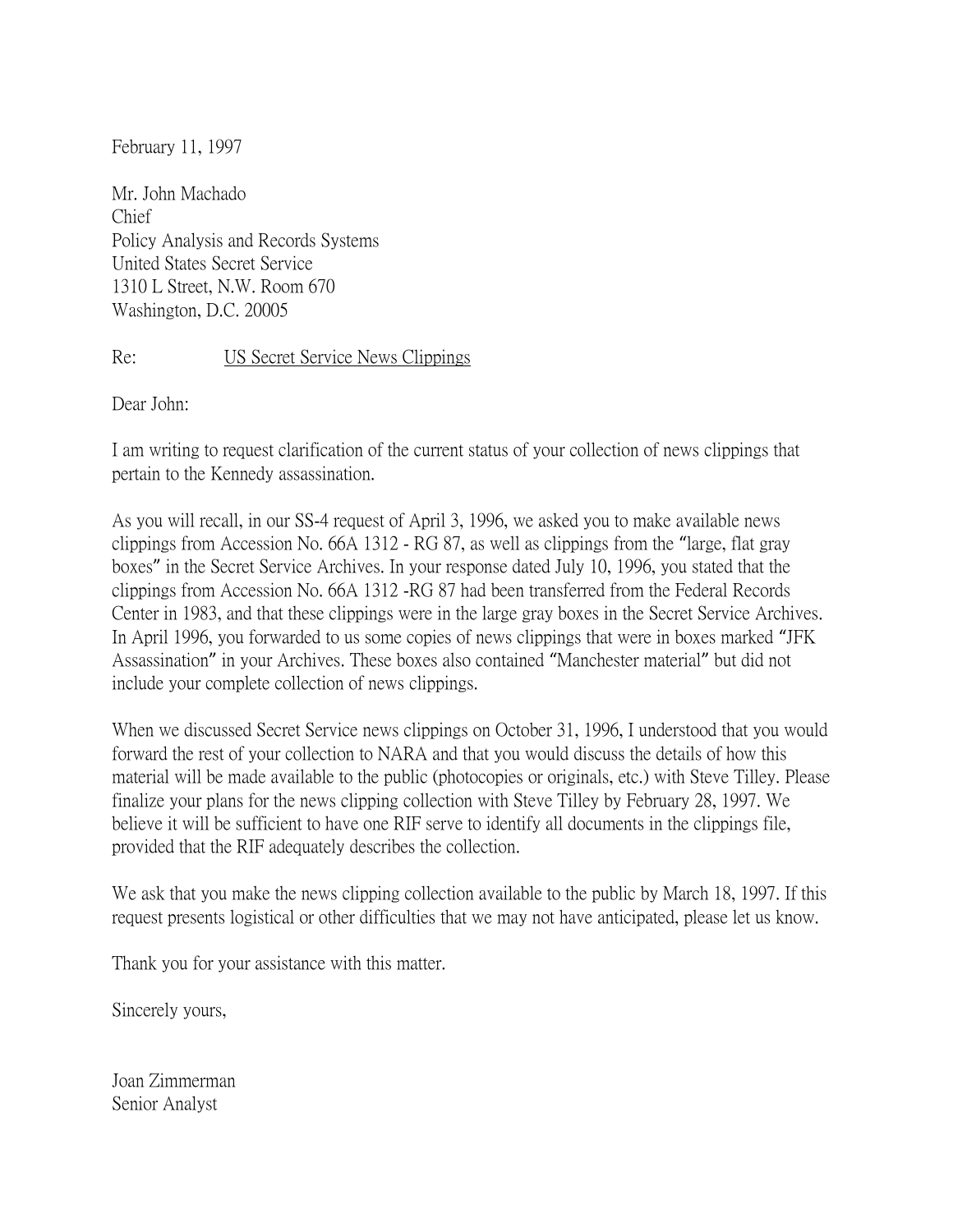February 11, 1997

Mr. John Machado
Chief
Policy Analysis and Records Systems
United States Secret Service
1310 L Street, N.W. Room 670
Washington, D.C. 20005

Re: <u>US Secret Service News Clippings</u>

Dear John:

I am writing to request clarification of the current status of your collection of news clippings that pertain to the Kennedy assassination.

As you will recall, in our SS-4 request of April 3, 1996, we asked you to make available news clippings from Accession No. 66A 1312 - RG 87, as well as clippings from the "large, flat gray boxes" in the Secret Service Archives. In your response dated July 10, 1996, you stated that the clippings from Accession No. 66A 1312 -RG 87 had been transferred from the Federal Records Center in 1983, and that these clippings were in the large gray boxes in the Secret Service Archives. In April 1996, you forwarded to us some copies of news clippings that were in boxes marked "JFK Assassination" in your Archives. These boxes also contained "Manchester material" but did not include your complete collection of news clippings.

When we discussed Secret Service news clippings on October 31, 1996, I understood that you would forward the rest of your collection to NARA and that you would discuss the details of how this material will be made available to the public (photocopies or originals, etc.) with Steve Tilley. Please finalize your plans for the news clipping collection with Steve Tilley by February 28, 1997. We believe it will be sufficient to have one RIF serve to identify all documents in the clippings file, provided that the RIF adequately describes the collection.

We ask that you make the news clipping collection available to the public by March 18, 1997. If this request presents logistical or other difficulties that we may not have anticipated, please let us know.

Thank you for your assistance with this matter.

Sincerely yours,

Joan Zimmerman
Senior Analyst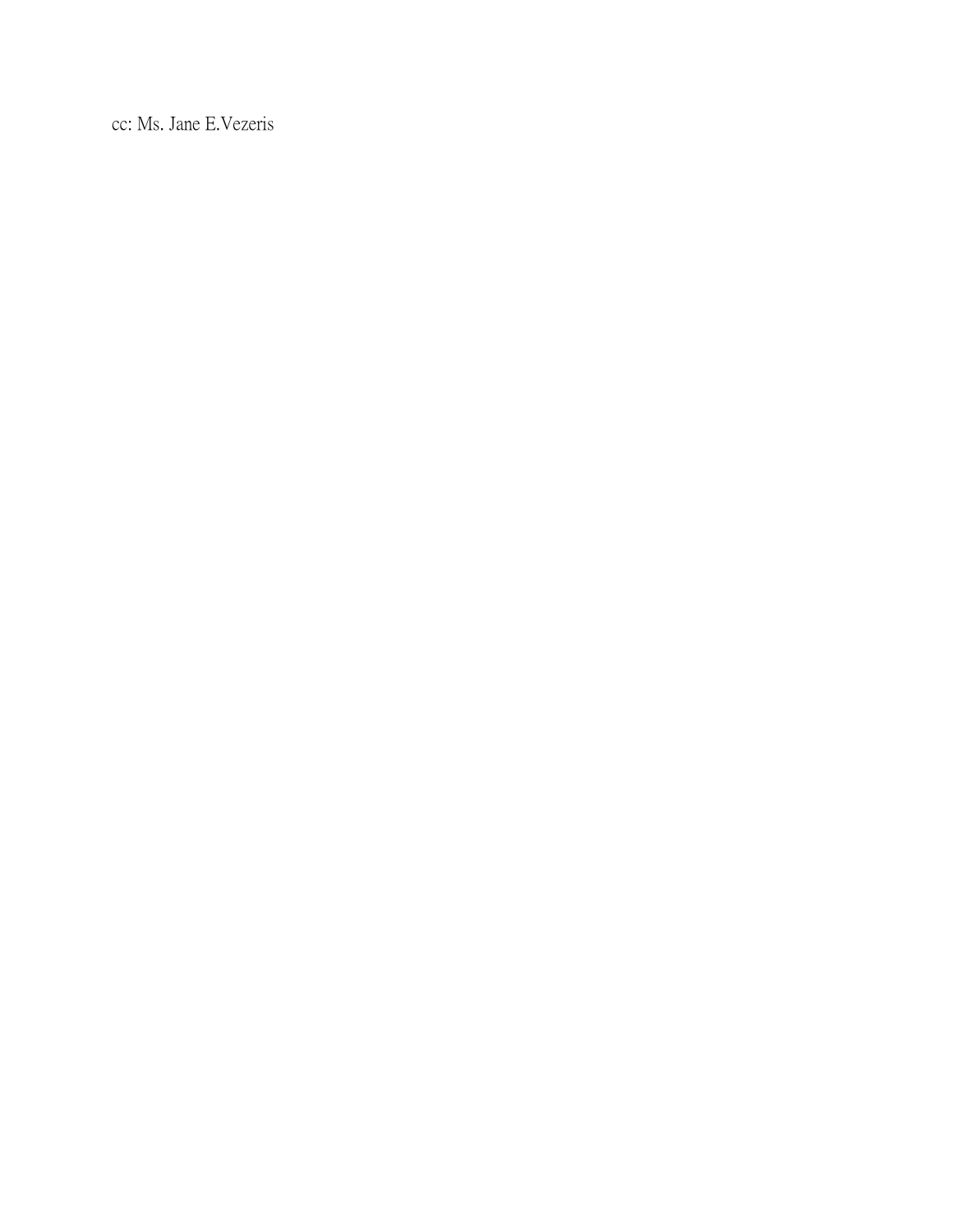cc: Ms. Jane E.Vezeris